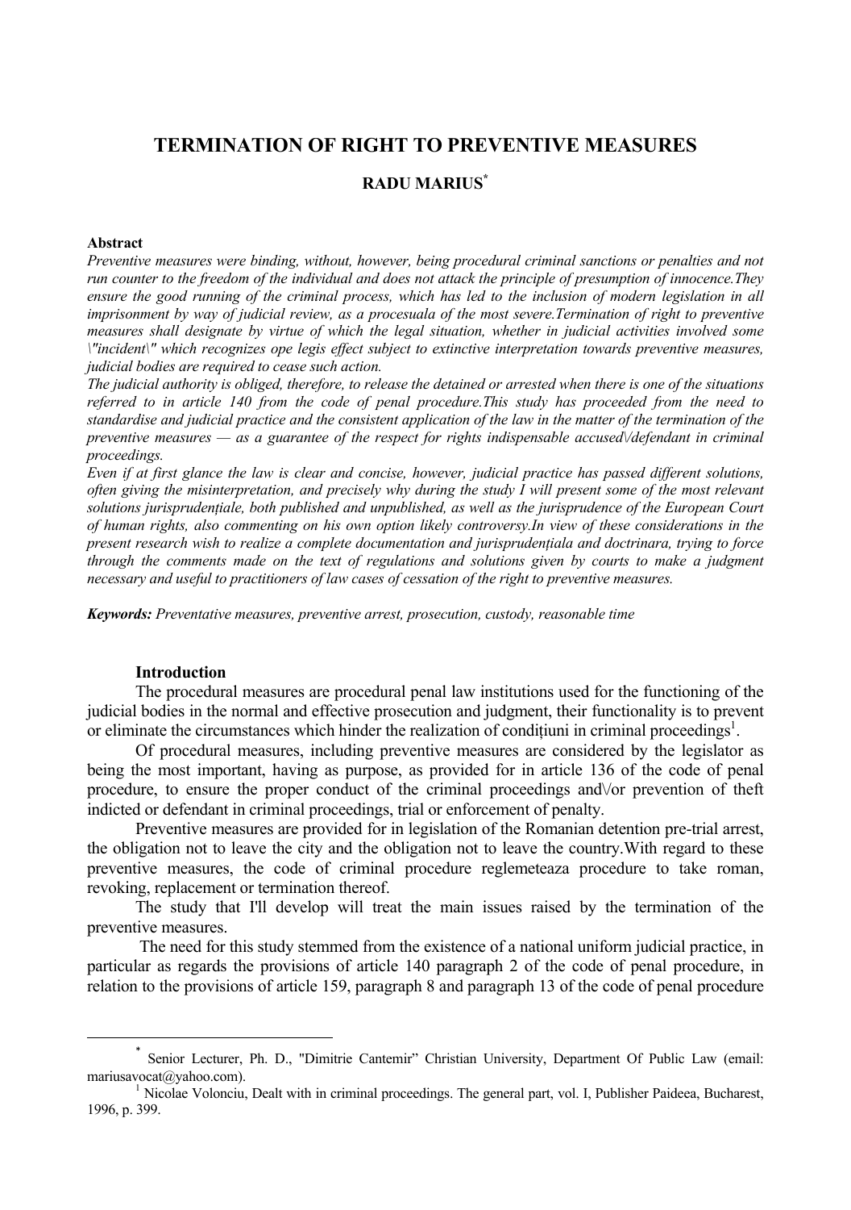# TERMINATION OF RIGHT TO PREVENTIVE MEASURES

## RADU MARIUS*

**Abstract**

*Preventive measures were binding, without, however, being procedural criminal sanctions or penalties and not run counter to the freedom of the individual and does not attack the principle of presumption of innocence.They ensure the good running of the criminal process, which has led to the inclusion of modern legislation in all imprisonment by way of judicial review, as a procesuala of the most severe.Termination of right to preventive measures shall designate by virtue of which the legal situation, whether in judicial activities involved some \"incident\" which recognizes ope legis effect subject to extinctive interpretation towards preventive measures, judicial bodies are required to cease such action.*

*The judicial authority is obliged, therefore, to release the detained or arrested when there is one of the situations referred to in article 140 from the code of penal procedure.This study has proceeded from the need to standardise and judicial practice and the consistent application of the law in the matter of the termination of the preventive measures — as a guarantee of the respect for rights indispensable accused\/defendant in criminal proceedings.*

*Even if at first glance the law is clear and concise, however, judicial practice has passed different solutions, often giving the misinterpretation, and precisely why during the study I will present some of the most relevant solutions jurisprudențiale, both published and unpublished, as well as the jurisprudence of the European Court of human rights, also commenting on his own option likely controversy.In view of these considerations in the present research wish to realize a complete documentation and jurisprudențiala and doctrinara, trying to force through the comments made on the text of regulations and solutions given by courts to make a judgment necessary and useful to practitioners of law cases of cessation of the right to preventive measures.*

***Keywords:*** *Preventative measures, preventive arrest, prosecution, custody, reasonable time*

### Introduction

The procedural measures are procedural penal law institutions used for the functioning of the judicial bodies in the normal and effective prosecution and judgment, their functionality is to prevent or eliminate the circumstances which hinder the realization of condițiuni in criminal proceedings[1].

Of procedural measures, including preventive measures are considered by the legislator as being the most important, having as purpose, as provided for in article 136 of the code of penal procedure, to ensure the proper conduct of the criminal proceedings and\/or prevention of theft indicted or defendant in criminal proceedings, trial or enforcement of penalty.

Preventive measures are provided for in legislation of the Romanian detention pre-trial arrest, the obligation not to leave the city and the obligation not to leave the country.With regard to these preventive measures, the code of criminal procedure reglemeteaza procedure to take roman, revoking, replacement or termination thereof.

The study that I'll develop will treat the main issues raised by the termination of the preventive measures.

The need for this study stemmed from the existence of a national uniform judicial practice, in particular as regards the provisions of article 140 paragraph 2 of the code of penal procedure, in relation to the provisions of article 159, paragraph 8 and paragraph 13 of the code of penal procedure

---

\* Senior Lecturer, Ph. D., "Dimitrie Cantemir" Christian University, Department Of Public Law (email: mariusavocat@yahoo.com).

[1] Nicolae Volonciu, Dealt with in criminal proceedings. The general part, vol. I, Publisher Paideea, Bucharest, 1996, p. 399.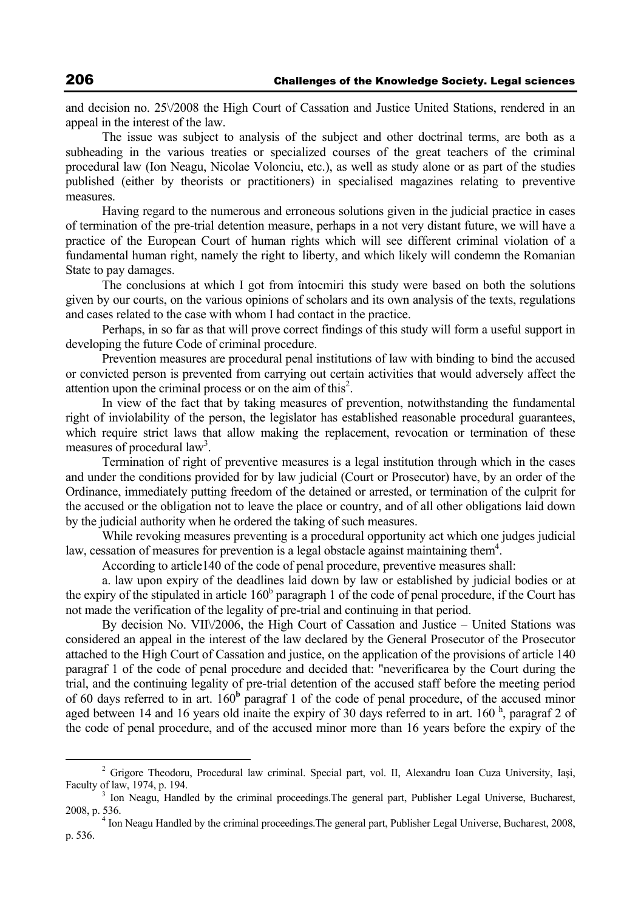and decision no. 25\/2008 the High Court of Cassation and Justice United Stations, rendered in an appeal in the interest of the law.

The issue was subject to analysis of the subject and other doctrinal terms, are both as a subheading in the various treaties or specialized courses of the great teachers of the criminal procedural law (Ion Neagu, Nicolae Volonciu, etc.), as well as study alone or as part of the studies published (either by theorists or practitioners) in specialised magazines relating to preventive measures.

Having regard to the numerous and erroneous solutions given in the judicial practice in cases of termination of the pre-trial detention measure, perhaps in a not very distant future, we will have a practice of the European Court of human rights which will see different criminal violation of a fundamental human right, namely the right to liberty, and which likely will condemn the Romanian State to pay damages.

The conclusions at which I got from întocmiri this study were based on both the solutions given by our courts, on the various opinions of scholars and its own analysis of the texts, regulations and cases related to the case with whom I had contact in the practice.

Perhaps, in so far as that will prove correct findings of this study will form a useful support in developing the future Code of criminal procedure.

Prevention measures are procedural penal institutions of law with binding to bind the accused or convicted person is prevented from carrying out certain activities that would adversely affect the attention upon the criminal process or on the aim of this[2].

In view of the fact that by taking measures of prevention, notwithstanding the fundamental right of inviolability of the person, the legislator has established reasonable procedural guarantees, which require strict laws that allow making the replacement, revocation or termination of these measures of procedural law[3].

Termination of right of preventive measures is a legal institution through which in the cases and under the conditions provided for by law judicial (Court or Prosecutor) have, by an order of the Ordinance, immediately putting freedom of the detained or arrested, or termination of the culprit for the accused or the obligation not to leave the place or country, and of all other obligations laid down by the judicial authority when he ordered the taking of such measures.

While revoking measures preventing is a procedural opportunity act which one judges judicial law, cessation of measures for prevention is a legal obstacle against maintaining them[4].

According to article140 of the code of penal procedure, preventive measures shall:

a. law upon expiry of the deadlines laid down by law or established by judicial bodies or at the expiry of the stipulated in article $160^b$ paragraph 1 of the code of penal procedure, if the Court has not made the verification of the legality of pre-trial and continuing in that period.

By decision No. VII\/2006, the High Court of Cassation and Justice – United Stations was considered an appeal in the interest of the law declared by the General Prosecutor of the Prosecutor attached to the High Court of Cassation and justice, on the application of the provisions of article 140 paragraf 1 of the code of penal procedure and decided that: "neverificarea by the Court during the trial, and the continuing legality of pre-trial detention of the accused staff before the meeting period of 60 days referred to in art. $160^{\mathbf{b}}$ paragraf 1 of the code of penal procedure, of the accused minor aged between 14 and 16 years old inaite the expiry of 30 days referred to in art. $160^{h}$, paragraf 2 of the code of penal procedure, and of the accused minor more than 16 years before the expiry of the

---

[2] Grigore Theodoru, Procedural law criminal. Special part, vol. II, Alexandru Ioan Cuza University, Iaşi, Faculty of law, 1974, p. 194.

[3] Ion Neagu, Handled by the criminal proceedings.The general part, Publisher Legal Universe, Bucharest, 2008, p. 536.

[4] Ion Neagu Handled by the criminal proceedings.The general part, Publisher Legal Universe, Bucharest, 2008, p. 536.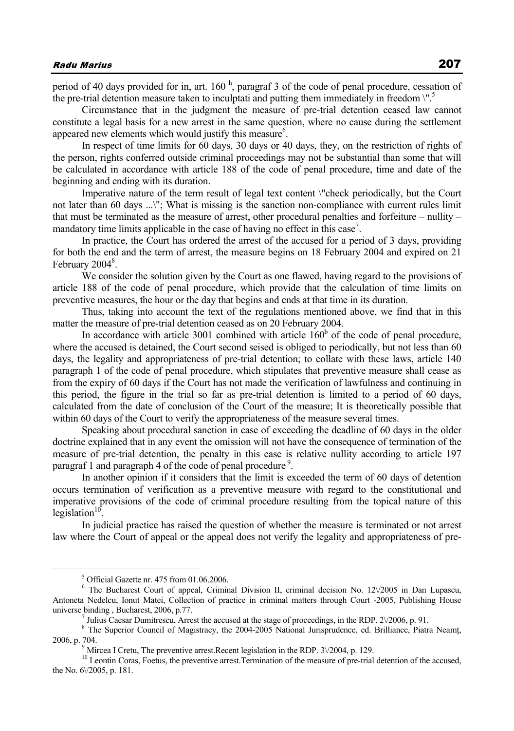period of 40 days provided for in, art. 160 [h], paragraf 3 of the code of penal procedure, cessation of the pre-trial detention measure taken to inculptati and putting them immediately in freedom \".[5]

Circumstance that in the judgment the measure of pre-trial detention ceased law cannot constitute a legal basis for a new arrest in the same question, where no cause during the settlement appeared new elements which would justify this measure[6].

In respect of time limits for 60 days, 30 days or 40 days, they, on the restriction of rights of the person, rights conferred outside criminal proceedings may not be substantial than some that will be calculated in accordance with article 188 of the code of penal procedure, time and date of the beginning and ending with its duration.

Imperative nature of the term result of legal text content \"check periodically, but the Court not later than 60 days ...\"; What is missing is the sanction non-compliance with current rules limit that must be terminated as the measure of arrest, other procedural penalties and forfeiture – nullity – mandatory time limits applicable in the case of having no effect in this case[7].

In practice, the Court has ordered the arrest of the accused for a period of 3 days, providing for both the end and the term of arrest, the measure begins on 18 February 2004 and expired on 21 February 2004[8].

We consider the solution given by the Court as one flawed, having regard to the provisions of article 188 of the code of penal procedure, which provide that the calculation of time limits on preventive measures, the hour or the day that begins and ends at that time in its duration.

Thus, taking into account the text of the regulations mentioned above, we find that in this matter the measure of pre-trial detention ceased as on 20 February 2004.

In accordance with article 3001 combined with article 160[b] of the code of penal procedure, where the accused is detained, the Court second seised is obliged to periodically, but not less than 60 days, the legality and appropriateness of pre-trial detention; to collate with these laws, article 140 paragraph 1 of the code of penal procedure, which stipulates that preventive measure shall cease as from the expiry of 60 days if the Court has not made the verification of lawfulness and continuing in this period, the figure in the trial so far as pre-trial detention is limited to a period of 60 days, calculated from the date of conclusion of the Court of the measure; It is theoretically possible that within 60 days of the Court to verify the appropriateness of the measure several times.

Speaking about procedural sanction in case of exceeding the deadline of 60 days in the older doctrine explained that in any event the omission will not have the consequence of termination of the measure of pre-trial detention, the penalty in this case is relative nullity according to article 197 paragraf 1 and paragraph 4 of the code of penal procedure[9].

In another opinion if it considers that the limit is exceeded the term of 60 days of detention occurs termination of verification as a preventive measure with regard to the constitutional and imperative provisions of the code of criminal procedure resulting from the topical nature of this legislation[10].

In judicial practice has raised the question of whether the measure is terminated or not arrest law where the Court of appeal or the appeal does not verify the legality and appropriateness of pre-

---

[5] Official Gazette nr. 475 from 01.06.2006.

[6] The Bucharest Court of appeal, Criminal Division II, criminal decision No. 12\/2005 in Dan Lupascu, Antoneta Nedelcu, Ionut Matei, Collection of practice in criminal matters through Court -2005, Publishing House universe binding , Bucharest, 2006, p.77.

[7] Julius Caesar Dumitrescu, Arrest the accused at the stage of proceedings, in the RDP. 2\/2006, p. 91.

[8] The Superior Council of Magistracy, the 2004-2005 National Jurisprudence, ed. Brilliance, Piatra Neamț, 2006, p. 704.

[9] Mircea I Cretu, The preventive arrest.Recent legislation in the RDP. 3\/2004, p. 129.

[10] Leontin Coras, Foetus, the preventive arrest.Termination of the measure of pre-trial detention of the accused, the No. 6\/2005, p. 181.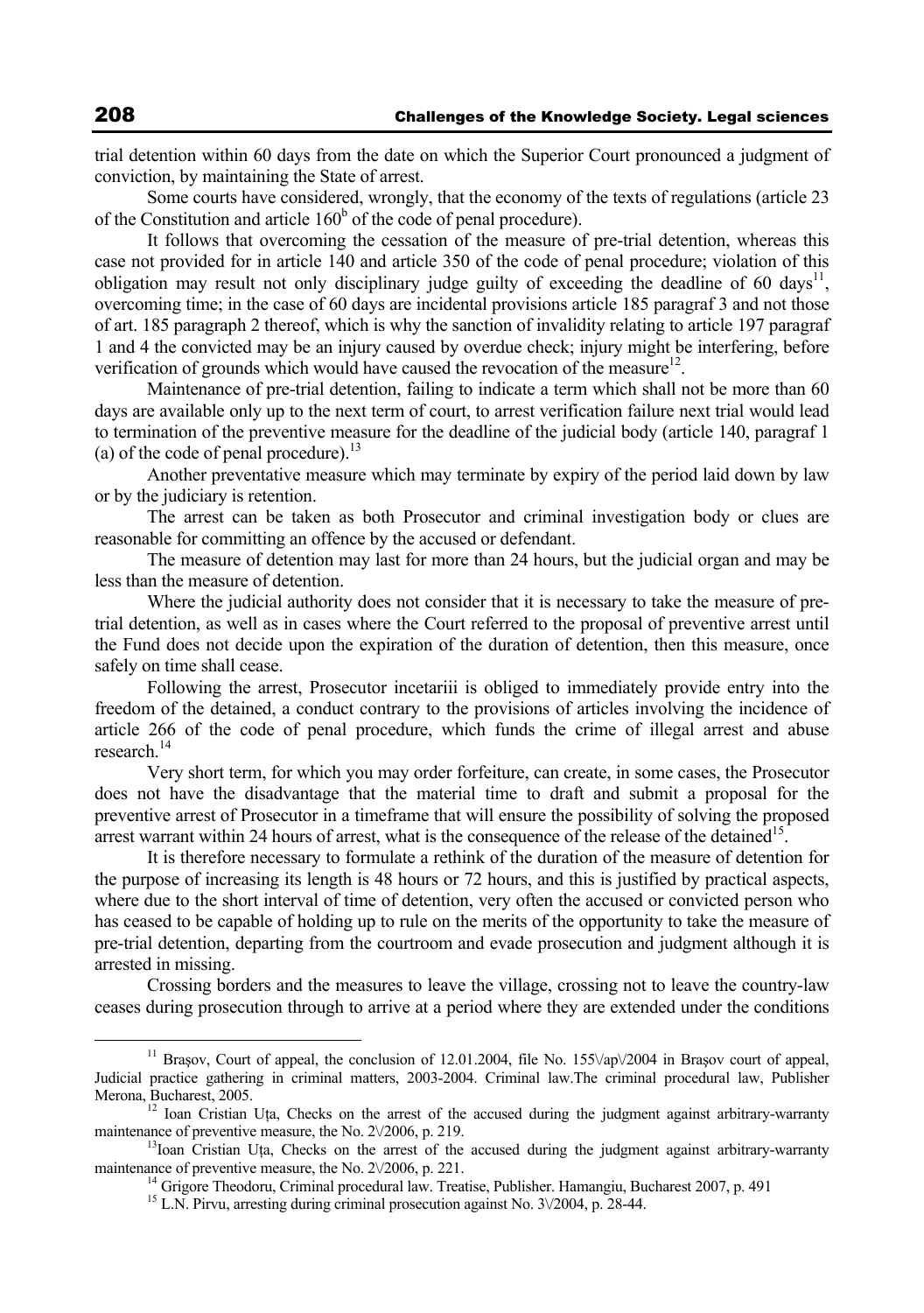trial detention within 60 days from the date on which the Superior Court pronounced a judgment of conviction, by maintaining the State of arrest.

Some courts have considered, wrongly, that the economy of the texts of regulations (article 23 of the Constitution and article $160^b$ of the code of penal procedure).

It follows that overcoming the cessation of the measure of pre-trial detention, whereas this case not provided for in article 140 and article 350 of the code of penal procedure; violation of this obligation may result not only disciplinary judge guilty of exceeding the deadline of 60 days[11], overcoming time; in the case of 60 days are incidental provisions article 185 paragraf 3 and not those of art. 185 paragraph 2 thereof, which is why the sanction of invalidity relating to article 197 paragraf 1 and 4 the convicted may be an injury caused by overdue check; injury might be interfering, before verification of grounds which would have caused the revocation of the measure[12].

Maintenance of pre-trial detention, failing to indicate a term which shall not be more than 60 days are available only up to the next term of court, to arrest verification failure next trial would lead to termination of the preventive measure for the deadline of the judicial body (article 140, paragraf 1 (a) of the code of penal procedure).[13]

Another preventative measure which may terminate by expiry of the period laid down by law or by the judiciary is retention.

The arrest can be taken as both Prosecutor and criminal investigation body or clues are reasonable for committing an offence by the accused or defendant.

The measure of detention may last for more than 24 hours, but the judicial organ and may be less than the measure of detention.

Where the judicial authority does not consider that it is necessary to take the measure of pre-trial detention, as well as in cases where the Court referred to the proposal of preventive arrest until the Fund does not decide upon the expiration of the duration of detention, then this measure, once safely on time shall cease.

Following the arrest, Prosecutor incetariii is obliged to immediately provide entry into the freedom of the detained, a conduct contrary to the provisions of articles involving the incidence of article 266 of the code of penal procedure, which funds the crime of illegal arrest and abuse research.[14]

Very short term, for which you may order forfeiture, can create, in some cases, the Prosecutor does not have the disadvantage that the material time to draft and submit a proposal for the preventive arrest of Prosecutor in a timeframe that will ensure the possibility of solving the proposed arrest warrant within 24 hours of arrest, what is the consequence of the release of the detained[15].

It is therefore necessary to formulate a rethink of the duration of the measure of detention for the purpose of increasing its length is 48 hours or 72 hours, and this is justified by practical aspects, where due to the short interval of time of detention, very often the accused or convicted person who has ceased to be capable of holding up to rule on the merits of the opportunity to take the measure of pre-trial detention, departing from the courtroom and evade prosecution and judgment although it is arrested in missing.

Crossing borders and the measures to leave the village, crossing not to leave the country-law ceases during prosecution through to arrive at a period where they are extended under the conditions

---

[11] Braşov, Court of appeal, the conclusion of 12.01.2004, file No. 155\/ap\/2004 in Braşov court of appeal, Judicial practice gathering in criminal matters, 2003-2004. Criminal law.The criminal procedural law, Publisher Merona, Bucharest, 2005.

[12] Ioan Cristian Uţa, Checks on the arrest of the accused during the judgment against arbitrary-warranty maintenance of preventive measure, the No. 2\/2006, p. 219.

[13] Ioan Cristian Uţa, Checks on the arrest of the accused during the judgment against arbitrary-warranty maintenance of preventive measure, the No. 2\/2006, p. 221.

[14] Grigore Theodoru, Criminal procedural law. Treatise, Publisher. Hamangiu, Bucharest 2007, p. 491

[15] L.N. Pirvu, arresting during criminal prosecution against No. 3\/2004, p. 28-44.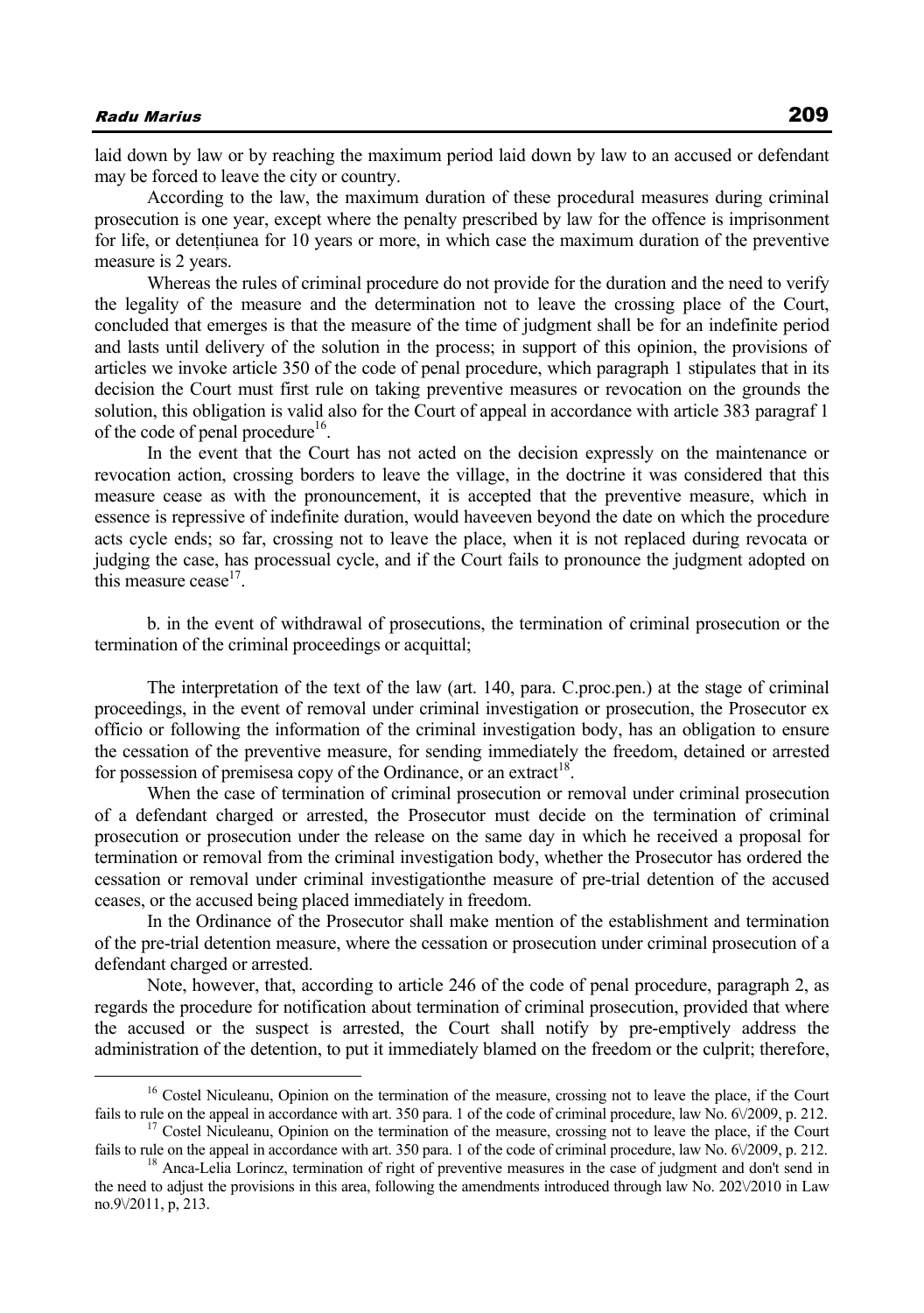laid down by law or by reaching the maximum period laid down by law to an accused or defendant may be forced to leave the city or country.

According to the law, the maximum duration of these procedural measures during criminal prosecution is one year, except where the penalty prescribed by law for the offence is imprisonment for life, or detențiunea for 10 years or more, in which case the maximum duration of the preventive measure is 2 years.

Whereas the rules of criminal procedure do not provide for the duration and the need to verify the legality of the measure and the determination not to leave the crossing place of the Court, concluded that emerges is that the measure of the time of judgment shall be for an indefinite period and lasts until delivery of the solution in the process; in support of this opinion, the provisions of articles we invoke article 350 of the code of penal procedure, which paragraph 1 stipulates that in its decision the Court must first rule on taking preventive measures or revocation on the grounds the solution, this obligation is valid also for the Court of appeal in accordance with article 383 paragraf 1 of the code of penal procedure[16].

In the event that the Court has not acted on the decision expressly on the maintenance or revocation action, crossing borders to leave the village, in the doctrine it was considered that this measure cease as with the pronouncement, it is accepted that the preventive measure, which in essence is repressive of indefinite duration, would haveeven beyond the date on which the procedure acts cycle ends; so far, crossing not to leave the place, when it is not replaced during revocata or judging the case, has processual cycle, and if the Court fails to pronounce the judgment adopted on this measure cease[17].

b. in the event of withdrawal of prosecutions, the termination of criminal prosecution or the termination of the criminal proceedings or acquittal;

The interpretation of the text of the law (art. 140, para. C.proc.pen.) at the stage of criminal proceedings, in the event of removal under criminal investigation or prosecution, the Prosecutor ex officio or following the information of the criminal investigation body, has an obligation to ensure the cessation of the preventive measure, for sending immediately the freedom, detained or arrested for possession of premisesa copy of the Ordinance, or an extract[18].

When the case of termination of criminal prosecution or removal under criminal prosecution of a defendant charged or arrested, the Prosecutor must decide on the termination of criminal prosecution or prosecution under the release on the same day in which he received a proposal for termination or removal from the criminal investigation body, whether the Prosecutor has ordered the cessation or removal under criminal investigationthe measure of pre-trial detention of the accused ceases, or the accused being placed immediately in freedom.

In the Ordinance of the Prosecutor shall make mention of the establishment and termination of the pre-trial detention measure, where the cessation or prosecution under criminal prosecution of a defendant charged or arrested.

Note, however, that, according to article 246 of the code of penal procedure, paragraph 2, as regards the procedure for notification about termination of criminal prosecution, provided that where the accused or the suspect is arrested, the Court shall notify by pre-emptively address the administration of the detention, to put it immediately blamed on the freedom or the culprit; therefore,

---

[16] Costel Niculeanu, Opinion on the termination of the measure, crossing not to leave the place, if the Court fails to rule on the appeal in accordance with art. 350 para. 1 of the code of criminal procedure, law No. 6\/2009, p. 212.

[17] Costel Niculeanu, Opinion on the termination of the measure, crossing not to leave the place, if the Court fails to rule on the appeal in accordance with art. 350 para. 1 of the code of criminal procedure, law No. 6\/2009, p. 212.

[18] Anca-Lelia Lorincz, termination of right of preventive measures in the case of judgment and don't send in the need to adjust the provisions in this area, following the amendments introduced through law No. 202\/2010 in Law no.9\/2011, p, 213.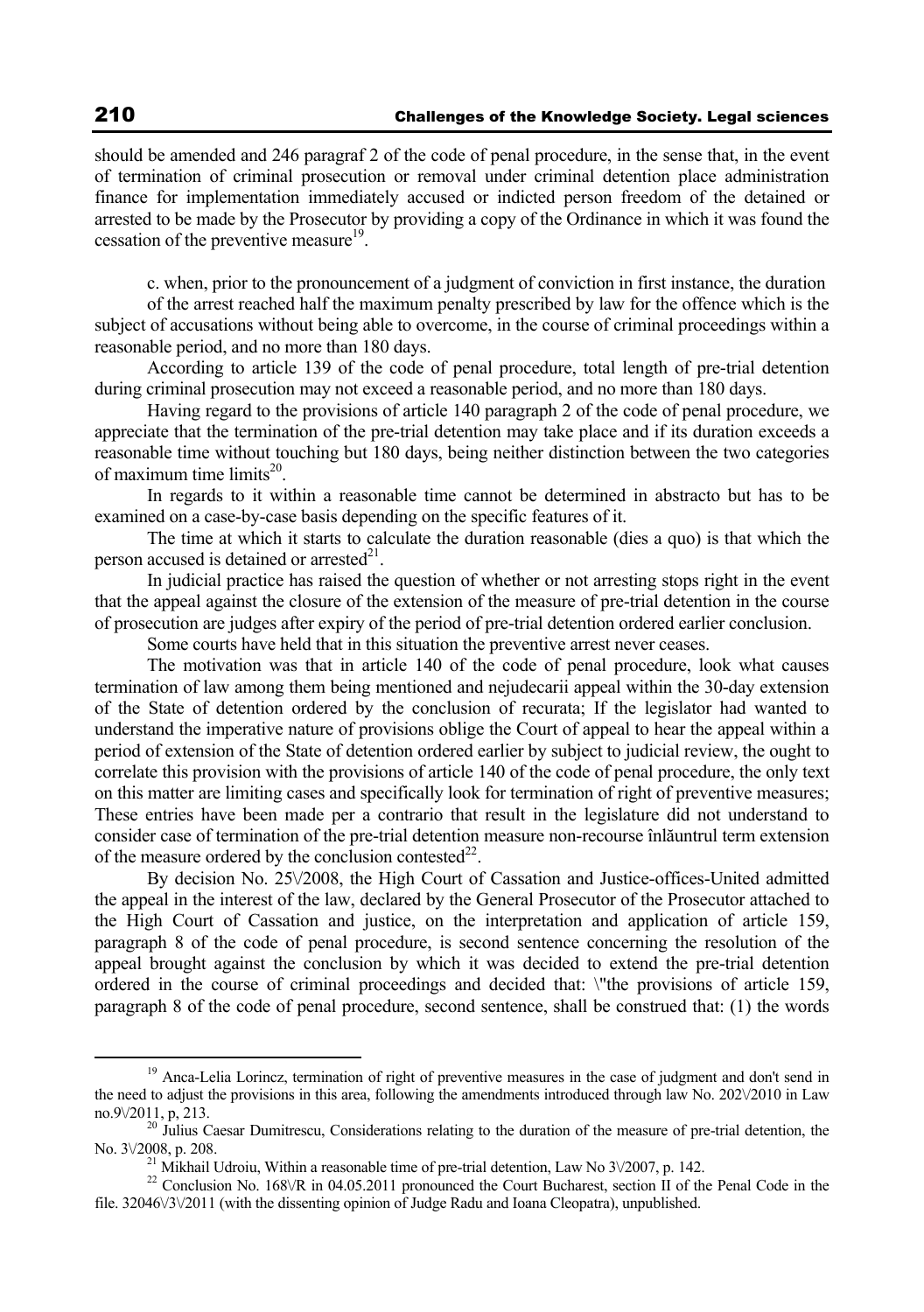should be amended and 246 paragraf 2 of the code of penal procedure, in the sense that, in the event of termination of criminal prosecution or removal under criminal detention place administration finance for implementation immediately accused or indicted person freedom of the detained or arrested to be made by the Prosecutor by providing a copy of the Ordinance in which it was found the cessation of the preventive measure[19].

c. when, prior to the pronouncement of a judgment of conviction in first instance, the duration of the arrest reached half the maximum penalty prescribed by law for the offence which is the subject of accusations without being able to overcome, in the course of criminal proceedings within a reasonable period, and no more than 180 days.

According to article 139 of the code of penal procedure, total length of pre-trial detention during criminal prosecution may not exceed a reasonable period, and no more than 180 days.

Having regard to the provisions of article 140 paragraph 2 of the code of penal procedure, we appreciate that the termination of the pre-trial detention may take place and if its duration exceeds a reasonable time without touching but 180 days, being neither distinction between the two categories of maximum time limits[20].

In regards to it within a reasonable time cannot be determined in abstracto but has to be examined on a case-by-case basis depending on the specific features of it.

The time at which it starts to calculate the duration reasonable (dies a quo) is that which the person accused is detained or arrested[21].

In judicial practice has raised the question of whether or not arresting stops right in the event that the appeal against the closure of the extension of the measure of pre-trial detention in the course of prosecution are judges after expiry of the period of pre-trial detention ordered earlier conclusion.

Some courts have held that in this situation the preventive arrest never ceases.

The motivation was that in article 140 of the code of penal procedure, look what causes termination of law among them being mentioned and nejudecarii appeal within the 30-day extension of the State of detention ordered by the conclusion of recurata; If the legislator had wanted to understand the imperative nature of provisions oblige the Court of appeal to hear the appeal within a period of extension of the State of detention ordered earlier by subject to judicial review, the ought to correlate this provision with the provisions of article 140 of the code of penal procedure, the only text on this matter are limiting cases and specifically look for termination of right of preventive measures; These entries have been made per a contrario that result in the legislature did not understand to consider case of termination of the pre-trial detention measure non-recourse înlăuntrul term extension of the measure ordered by the conclusion contested[22].

By decision No. 25\/2008, the High Court of Cassation and Justice-offices-United admitted the appeal in the interest of the law, declared by the General Prosecutor of the Prosecutor attached to the High Court of Cassation and justice, on the interpretation and application of article 159, paragraph 8 of the code of penal procedure, is second sentence concerning the resolution of the appeal brought against the conclusion by which it was decided to extend the pre-trial detention ordered in the course of criminal proceedings and decided that: \"the provisions of article 159, paragraph 8 of the code of penal procedure, second sentence, shall be construed that: (1) the words

---

[19] Anca-Lelia Lorincz, termination of right of preventive measures in the case of judgment and don't send in the need to adjust the provisions in this area, following the amendments introduced through law No. 202\/2010 in Law no.9\/2011, p, 213.

[20] Julius Caesar Dumitrescu, Considerations relating to the duration of the measure of pre-trial detention, the No. 3\/2008, p. 208.

[21] Mikhail Udroiu, Within a reasonable time of pre-trial detention, Law No 3\/2007, p. 142.

[22] Conclusion No. 168\/R in 04.05.2011 pronounced the Court Bucharest, section II of the Penal Code in the file. 32046\/3\/2011 (with the dissenting opinion of Judge Radu and Ioana Cleopatra), unpublished.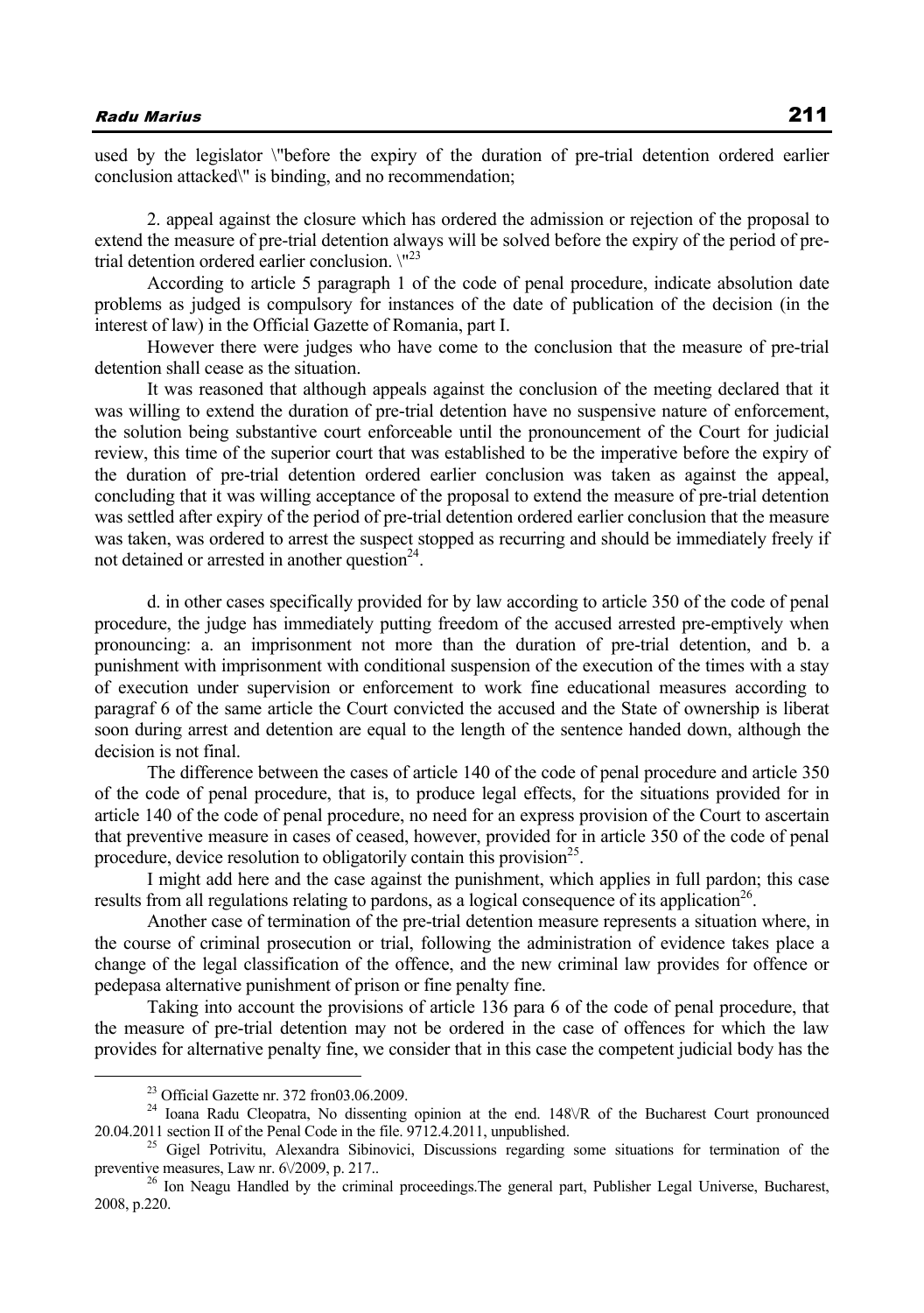used by the legislator \"before the expiry of the duration of pre-trial detention ordered earlier conclusion attacked\" is binding, and no recommendation;

2. appeal against the closure which has ordered the admission or rejection of the proposal to extend the measure of pre-trial detention always will be solved before the expiry of the period of pre-trial detention ordered earlier conclusion. \"[23]

According to article 5 paragraph 1 of the code of penal procedure, indicate absolution date problems as judged is compulsory for instances of the date of publication of the decision (in the interest of law) in the Official Gazette of Romania, part I.

However there were judges who have come to the conclusion that the measure of pre-trial detention shall cease as the situation.

It was reasoned that although appeals against the conclusion of the meeting declared that it was willing to extend the duration of pre-trial detention have no suspensive nature of enforcement, the solution being substantive court enforceable until the pronouncement of the Court for judicial review, this time of the superior court that was established to be the imperative before the expiry of the duration of pre-trial detention ordered earlier conclusion was taken as against the appeal, concluding that it was willing acceptance of the proposal to extend the measure of pre-trial detention was settled after expiry of the period of pre-trial detention ordered earlier conclusion that the measure was taken, was ordered to arrest the suspect stopped as recurring and should be immediately freely if not detained or arrested in another question[24].

d. in other cases specifically provided for by law according to article 350 of the code of penal procedure, the judge has immediately putting freedom of the accused arrested pre-emptively when pronouncing: a. an imprisonment not more than the duration of pre-trial detention, and b. a punishment with imprisonment with conditional suspension of the execution of the times with a stay of execution under supervision or enforcement to work fine educational measures according to paragraf 6 of the same article the Court convicted the accused and the State of ownership is liberat soon during arrest and detention are equal to the length of the sentence handed down, although the decision is not final.

The difference between the cases of article 140 of the code of penal procedure and article 350 of the code of penal procedure, that is, to produce legal effects, for the situations provided for in article 140 of the code of penal procedure, no need for an express provision of the Court to ascertain that preventive measure in cases of ceased, however, provided for in article 350 of the code of penal procedure, device resolution to obligatorily contain this provision[25].

I might add here and the case against the punishment, which applies in full pardon; this case results from all regulations relating to pardons, as a logical consequence of its application[26].

Another case of termination of the pre-trial detention measure represents a situation where, in the course of criminal prosecution or trial, following the administration of evidence takes place a change of the legal classification of the offence, and the new criminal law provides for offence or pedepasa alternative punishment of prison or fine penalty fine.

Taking into account the provisions of article 136 para 6 of the code of penal procedure, that the measure of pre-trial detention may not be ordered in the case of offences for which the law provides for alternative penalty fine, we consider that in this case the competent judicial body has the

---

[23] Official Gazette nr. 372 fron03.06.2009.

[24] Ioana Radu Cleopatra, No dissenting opinion at the end. 148\/R of the Bucharest Court pronounced 20.04.2011 section II of the Penal Code in the file. 9712.4.2011, unpublished.

[25] Gigel Potrivitu, Alexandra Sibinovici, Discussions regarding some situations for termination of the preventive measures, Law nr. 6\/2009, p. 217..

[26] Ion Neagu Handled by the criminal proceedings.The general part, Publisher Legal Universe, Bucharest, 2008, p.220.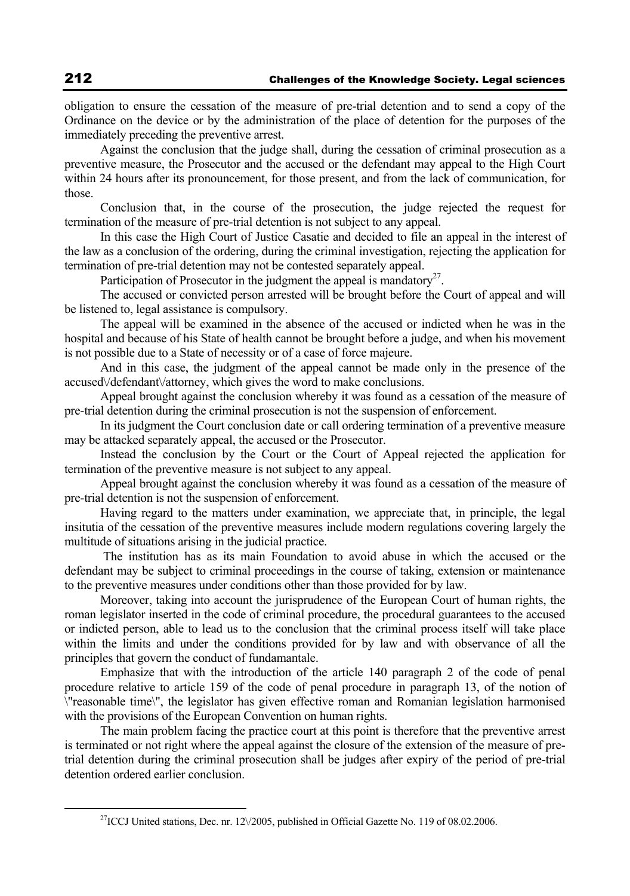obligation to ensure the cessation of the measure of pre-trial detention and to send a copy of the Ordinance on the device or by the administration of the place of detention for the purposes of the immediately preceding the preventive arrest.

Against the conclusion that the judge shall, during the cessation of criminal prosecution as a preventive measure, the Prosecutor and the accused or the defendant may appeal to the High Court within 24 hours after its pronouncement, for those present, and from the lack of communication, for those.

Conclusion that, in the course of the prosecution, the judge rejected the request for termination of the measure of pre-trial detention is not subject to any appeal.

In this case the High Court of Justice Casatie and decided to file an appeal in the interest of the law as a conclusion of the ordering, during the criminal investigation, rejecting the application for termination of pre-trial detention may not be contested separately appeal.

Participation of Prosecutor in the judgment the appeal is mandatory[27].

The accused or convicted person arrested will be brought before the Court of appeal and will be listened to, legal assistance is compulsory.

The appeal will be examined in the absence of the accused or indicted when he was in the hospital and because of his State of health cannot be brought before a judge, and when his movement is not possible due to a State of necessity or of a case of force majeure.

And in this case, the judgment of the appeal cannot be made only in the presence of the accused\/defendant\/attorney, which gives the word to make conclusions.

Appeal brought against the conclusion whereby it was found as a cessation of the measure of pre-trial detention during the criminal prosecution is not the suspension of enforcement.

In its judgment the Court conclusion date or call ordering termination of a preventive measure may be attacked separately appeal, the accused or the Prosecutor.

Instead the conclusion by the Court or the Court of Appeal rejected the application for termination of the preventive measure is not subject to any appeal.

Appeal brought against the conclusion whereby it was found as a cessation of the measure of pre-trial detention is not the suspension of enforcement.

Having regard to the matters under examination, we appreciate that, in principle, the legal insitutia of the cessation of the preventive measures include modern regulations covering largely the multitude of situations arising in the judicial practice.

The institution has as its main Foundation to avoid abuse in which the accused or the defendant may be subject to criminal proceedings in the course of taking, extension or maintenance to the preventive measures under conditions other than those provided for by law.

Moreover, taking into account the jurisprudence of the European Court of human rights, the roman legislator inserted in the code of criminal procedure, the procedural guarantees to the accused or indicted person, able to lead us to the conclusion that the criminal process itself will take place within the limits and under the conditions provided for by law and with observance of all the principles that govern the conduct of fundamantale.

Emphasize that with the introduction of the article 140 paragraph 2 of the code of penal procedure relative to article 159 of the code of penal procedure in paragraph 13, of the notion of \"reasonable time\", the legislator has given effective roman and Romanian legislation harmonised with the provisions of the European Convention on human rights.

The main problem facing the practice court at this point is therefore that the preventive arrest is terminated or not right where the appeal against the closure of the extension of the measure of pre-trial detention during the criminal prosecution shall be judges after expiry of the period of pre-trial detention ordered earlier conclusion.

---

[27] ICCJ United stations, Dec. nr. 12\/2005, published in Official Gazette No. 119 of 08.02.2006.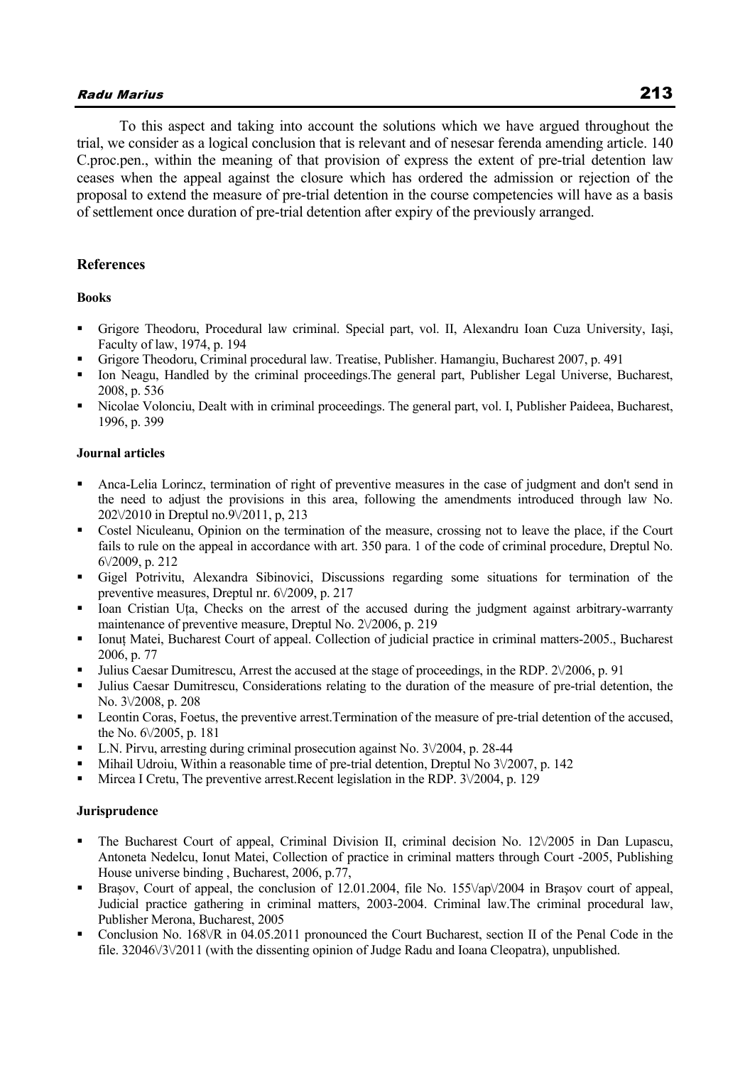To this aspect and taking into account the solutions which we have argued throughout the trial, we consider as a logical conclusion that is relevant and of nesesar ferenda amending article. 140 C.proc.pen., within the meaning of that provision of express the extent of pre-trial detention law ceases when the appeal against the closure which has ordered the admission or rejection of the proposal to extend the measure of pre-trial detention in the course competencies will have as a basis of settlement once duration of pre-trial detention after expiry of the previously arranged.

## References

### Books

- Grigore Theodoru, Procedural law criminal. Special part, vol. II, Alexandru Ioan Cuza University, Iaşi, Faculty of law, 1974, p. 194
- Grigore Theodoru, Criminal procedural law. Treatise, Publisher. Hamangiu, Bucharest 2007, p. 491
- Ion Neagu, Handled by the criminal proceedings.The general part, Publisher Legal Universe, Bucharest, 2008, p. 536
- Nicolae Volonciu, Dealt with in criminal proceedings. The general part, vol. I, Publisher Paideea, Bucharest, 1996, p. 399

### Journal articles

- Anca-Lelia Lorincz, termination of right of preventive measures in the case of judgment and don't send in the need to adjust the provisions in this area, following the amendments introduced through law No. 202\/2010 in Dreptul no.9\/2011, p, 213
- Costel Niculeanu, Opinion on the termination of the measure, crossing not to leave the place, if the Court fails to rule on the appeal in accordance with art. 350 para. 1 of the code of criminal procedure, Dreptul No. 6\/2009, p. 212
- Gigel Potrivitu, Alexandra Sibinovici, Discussions regarding some situations for termination of the preventive measures, Dreptul nr. 6\/2009, p. 217
- Ioan Cristian Uța, Checks on the arrest of the accused during the judgment against arbitrary-warranty maintenance of preventive measure, Dreptul No. 2\/2006, p. 219
- Ionuț Matei, Bucharest Court of appeal. Collection of judicial practice in criminal matters-2005., Bucharest 2006, p. 77
- Julius Caesar Dumitrescu, Arrest the accused at the stage of proceedings, in the RDP. 2\/2006, p. 91
- Julius Caesar Dumitrescu, Considerations relating to the duration of the measure of pre-trial detention, the No. 3\/2008, p. 208
- Leontin Coras, Foetus, the preventive arrest.Termination of the measure of pre-trial detention of the accused, the No. 6\/2005, p. 181
- L.N. Pirvu, arresting during criminal prosecution against No. 3\/2004, p. 28-44
- Mihail Udroiu, Within a reasonable time of pre-trial detention, Dreptul No 3\/2007, p. 142
- Mircea I Cretu, The preventive arrest.Recent legislation in the RDP. 3\/2004, p. 129

### Jurisprudence

- The Bucharest Court of appeal, Criminal Division II, criminal decision No. 12\/2005 in Dan Lupascu, Antoneta Nedelcu, Ionut Matei, Collection of practice in criminal matters through Court -2005, Publishing House universe binding , Bucharest, 2006, p.77,
- Brașov, Court of appeal, the conclusion of 12.01.2004, file No. 155\/ap\/2004 in Brașov court of appeal, Judicial practice gathering in criminal matters, 2003-2004. Criminal law.The criminal procedural law, Publisher Merona, Bucharest, 2005
- Conclusion No. 168\/R in 04.05.2011 pronounced the Court Bucharest, section II of the Penal Code in the file. 32046\/3\/2011 (with the dissenting opinion of Judge Radu and Ioana Cleopatra), unpublished.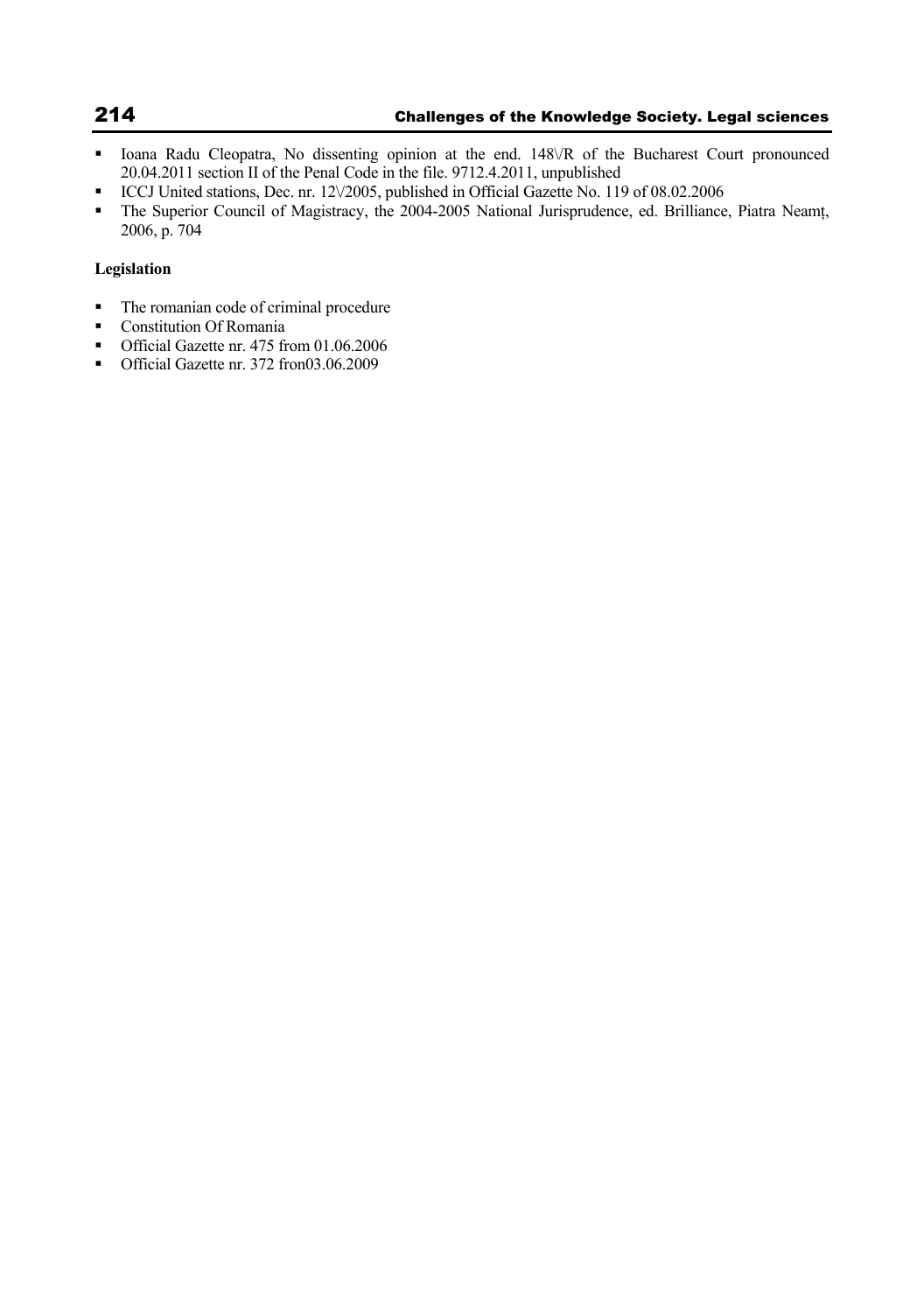- Ioana Radu Cleopatra, No dissenting opinion at the end. 148\/R of the Bucharest Court pronounced 20.04.2011 section II of the Penal Code in the file. 9712.4.2011, unpublished
- ICCJ United stations, Dec. nr. 12\/2005, published in Official Gazette No. 119 of 08.02.2006
- The Superior Council of Magistracy, the 2004-2005 National Jurisprudence, ed. Brilliance, Piatra Neamț, 2006, p. 704

**Legislation**

- The romanian code of criminal procedure
- Constitution Of Romania
- Official Gazette nr. 475 from 01.06.2006
- Official Gazette nr. 372 fron03.06.2009